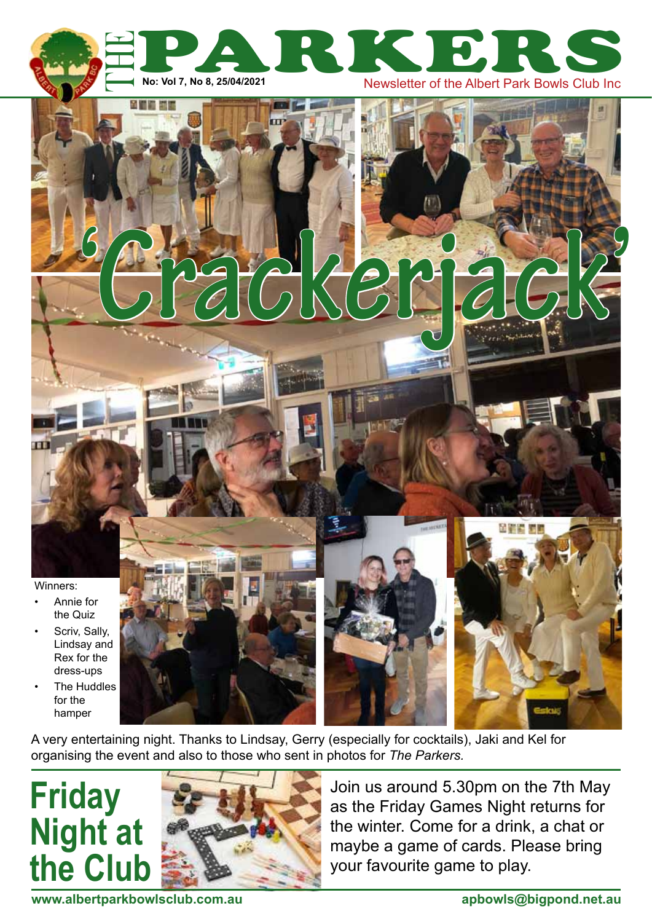# THE PARKERS

No: Vol 7, No 8, 25/04/2021

Newsletter of the Albert Park Bowls Club Inc

# 'Crackerjack'

Winners:

- Annie for the Quiz
- Scriv, Sally, Lindsay and Rex for the dress-ups
- The Huddles for the hamper

A very entertaining night. Thanks to Lindsay, Gerry (especially for cocktails), Jaki and Kel for organising the event and also to those who sent in photos for *The Parkers.*

## Friday Night at the Club

Join us around 5.30pm on the 7th May as the Friday Games Night returns for the winter. Come for a drink, a chat or maybe a game of cards. Please bring your favourite game to play.

www.albertparkbowlsclub.com.au

apbowls@bigpond.net.au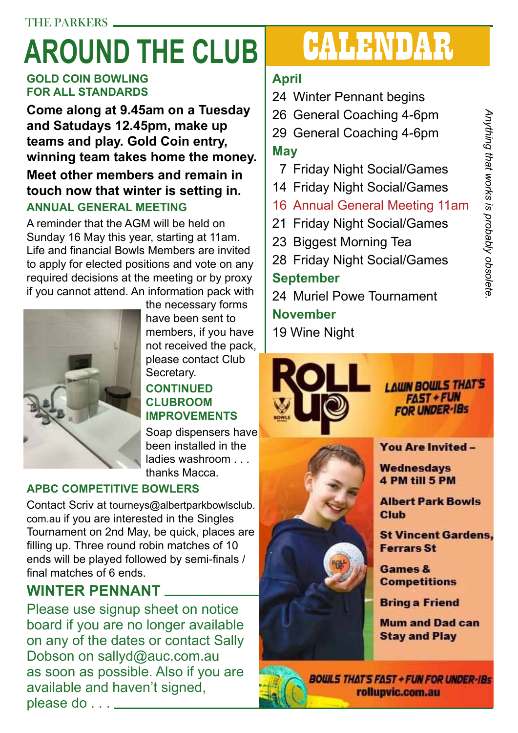# AROUND THE CLUB

### GOLD COIN BOWLING FOR ALL STANDARDS

**Come along at 9.45am on a Tuesday and Satudays 12.45pm, make up teams and play. Gold Coin entry, winning team takes home the money.**

**Meet other members and remain in touch now that winter is setting in.**

### ANNUAL GENERAL MEETING

A reminder that the AGM will be held on Sunday 16 May this year, starting at 11am. Life and financial Bowls Members are invited to apply for elected positions and vote on any required decisions at the meeting or by proxy if you cannot attend. An information pack with the necessary forms have been sent to members, if you have not received the pack, please contact Club Secretary.

### CONTINUED CLUBROOM IMPROVEMENTS

Soap dispensers have been installed in the ladies washroom . . . thanks Macca.

### APBC COMPETITIVE BOWLERS

Contact Scriv at tourneys@albertparkbowlsclub.com.au if you are interested in the Singles Tournament on 2nd May, be quick, places are filling up. Three round robin matches of 10 ends will be played followed by semi-finals / final matches of 6 ends.

## WINTER PENNANT

Please use signup sheet on notice board if you are no longer available on any of the dates or contact Sally Dobson on sallyd@auc.com.au as soon as possible. Also if you are available and haven't signed, please do . . .

# CALENDAR

### April

- 24 Winter Pennant begins
- 26 General Coaching 4-6pm
- 29 General Coaching 4-6pm

### May

- 7 Friday Night Social/Games
- 14 Friday Night Social/Games
- 16 Annual General Meeting 11am
- 21 Friday Night Social/Games
- 23 Biggest Morning Tea
- 28 Friday Night Social/Games

### September

- 24 Muriel Powe Tournament

### November

- 19 Wine Night

*Anything that works is probably obsolete.*

ROLL UP

LAWN BOWLS THAT'S FAST + FUN FOR UNDER-18s

You Are Invited –

Wednesdays 4 PM till 5 PM

Albert Park Bowls Club

St Vincent Gardens, Ferrars St

Games & Competitions

Bring a Friend

Mum and Dad can Stay and Play

BOWLS THAT'S FAST + FUN FOR UNDER-18s

rollupvic.com.au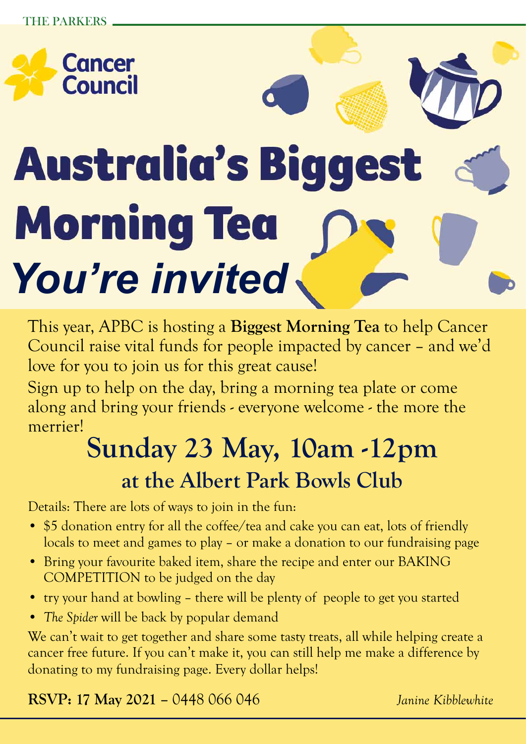Cancer Council

# Australia's Biggest Morning Tea

## *You're invited*

This year, APBC is hosting a **Biggest Morning Tea** to help Cancer Council raise vital funds for people impacted by cancer – and we'd love for you to join us for this great cause!

Sign up to help on the day, bring a morning tea plate or come along and bring your friends - everyone welcome - the more the merrier!

## Sunday 23 May, 10am -12pm

### at the Albert Park Bowls Club

Details: There are lots of ways to join in the fun:

- $5 donation entry for all the coffee/tea and cake you can eat, lots of friendly locals to meet and games to play – or make a donation to our fundraising page
- Bring your favourite baked item, share the recipe and enter our BAKING COMPETITION to be judged on the day
- try your hand at bowling – there will be plenty of people to get you started
- *The Spider* will be back by popular demand

We can't wait to get together and share some tasty treats, all while helping create a cancer free future. If you can't make it, you can still help me make a difference by donating to my fundraising page. Every dollar helps!

**RSVP: 17 May 2021** – 0448 066 046

*Janine Kibblewhite*